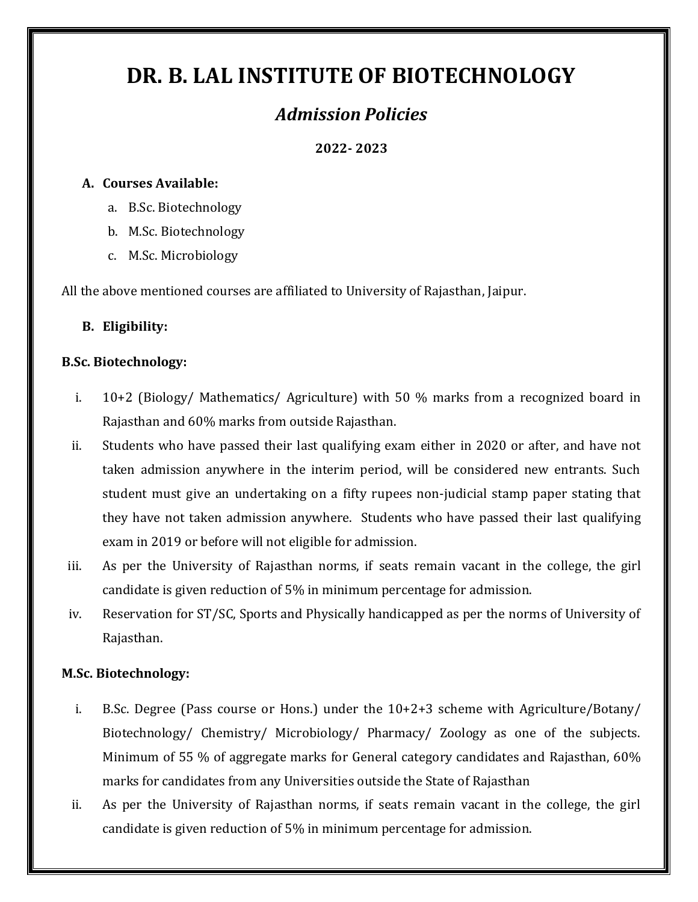# DR. B. LAL INSTITUTE OF BIOTECHNOLOGY

## *Admission Policies*

**2022- 2023**

**A. Courses Available:**

a. B.Sc. Biotechnology

b. M.Sc. Biotechnology

c. M.Sc. Microbiology

All the above mentioned courses are affiliated to University of Rajasthan, Jaipur.

**B. Eligibility:**

**B.Sc. Biotechnology:**

i. 10+2 (Biology/ Mathematics/ Agriculture) with 50 % marks from a recognized board in Rajasthan and 60% marks from outside Rajasthan.

ii. Students who have passed their last qualifying exam either in 2020 or after, and have not taken admission anywhere in the interim period, will be considered new entrants. Such student must give an undertaking on a fifty rupees non-judicial stamp paper stating that they have not taken admission anywhere. Students who have passed their last qualifying exam in 2019 or before will not eligible for admission.

iii. As per the University of Rajasthan norms, if seats remain vacant in the college, the girl candidate is given reduction of 5% in minimum percentage for admission.

iv. Reservation for ST/SC, Sports and Physically handicapped as per the norms of University of Rajasthan.

**M.Sc. Biotechnology:**

i. B.Sc. Degree (Pass course or Hons.) under the 10+2+3 scheme with Agriculture/Botany/ Biotechnology/ Chemistry/ Microbiology/ Pharmacy/ Zoology as one of the subjects. Minimum of 55 % of aggregate marks for General category candidates and Rajasthan, 60% marks for candidates from any Universities outside the State of Rajasthan

ii. As per the University of Rajasthan norms, if seats remain vacant in the college, the girl candidate is given reduction of 5% in minimum percentage for admission.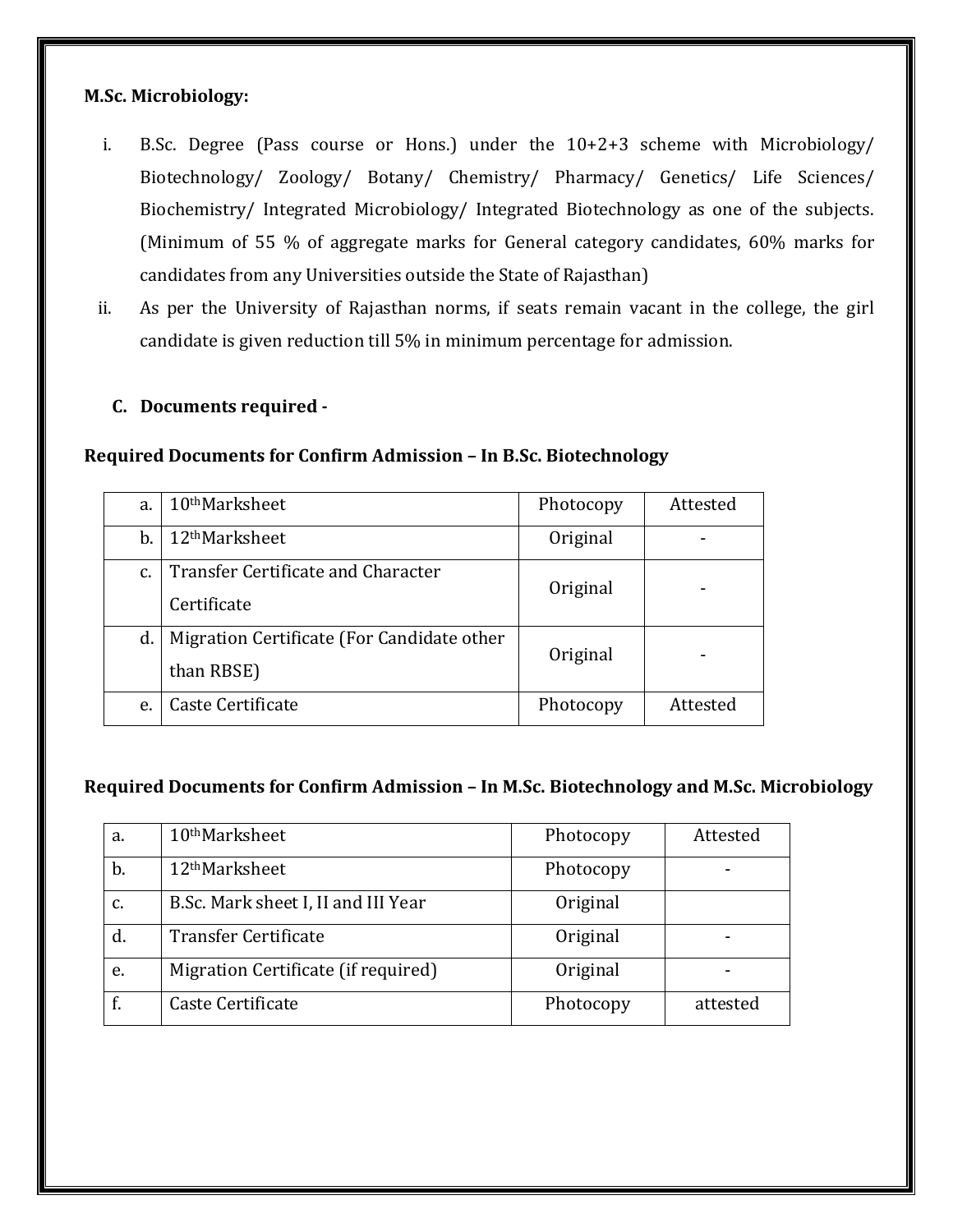**M.Sc. Microbiology:**

i. B.Sc. Degree (Pass course or Hons.) under the 10+2+3 scheme with Microbiology/ Biotechnology/ Zoology/ Botany/ Chemistry/ Pharmacy/ Genetics/ Life Sciences/ Biochemistry/ Integrated Microbiology/ Integrated Biotechnology as one of the subjects. (Minimum of 55 % of aggregate marks for General category candidates, 60% marks for candidates from any Universities outside the State of Rajasthan)

ii. As per the University of Rajasthan norms, if seats remain vacant in the college, the girl candidate is given reduction till 5% in minimum percentage for admission.

**C. Documents required -**

**Required Documents for Confirm Admission – In B.Sc. Biotechnology**

| | | | |
|---|---|---|---|
| a. | 10th Marksheet | Photocopy | Attested |
| b. | 12th Marksheet | Original | - |
| c. | Transfer Certificate and Character Certificate | Original | - |
| d. | Migration Certificate (For Candidate other than RBSE) | Original | - |
| e. | Caste Certificate | Photocopy | Attested |

**Required Documents for Confirm Admission – In M.Sc. Biotechnology and M.Sc. Microbiology**

| | | | |
|---|---|---|---|
| a. | 10th Marksheet | Photocopy | Attested |
| b. | 12th Marksheet | Photocopy | - |
| c. | B.Sc. Mark sheet I, II and III Year | Original | |
| d. | Transfer Certificate | Original | - |
| e. | Migration Certificate (if required) | Original | - |
| f. | Caste Certificate | Photocopy | attested |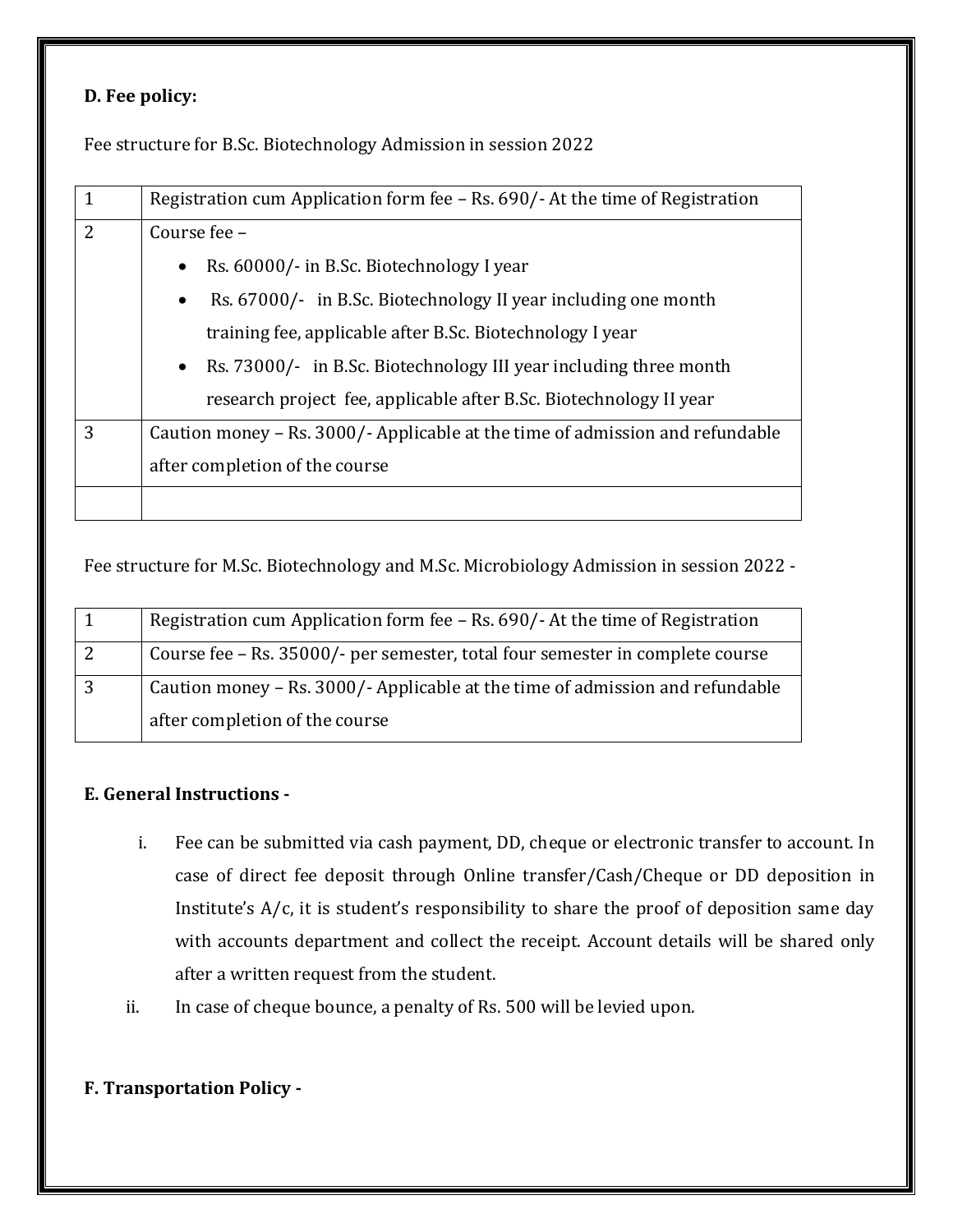**D. Fee policy:**

Fee structure for B.Sc. Biotechnology Admission in session 2022

| | |
|---|---|
| 1 | Registration cum Application form fee – Rs. 690/- At the time of Registration |
| 2 | Course fee – <br>• Rs. 60000/- in B.Sc. Biotechnology I year<br>• Rs. 67000/- in B.Sc. Biotechnology II year including one month training fee, applicable after B.Sc. Biotechnology I year<br>• Rs. 73000/- in B.Sc. Biotechnology III year including three month research project fee, applicable after B.Sc. Biotechnology II year |
| 3 | Caution money – Rs. 3000/- Applicable at the time of admission and refundable after completion of the course |
| | |

Fee structure for M.Sc. Biotechnology and M.Sc. Microbiology Admission in session 2022 -

| | |
|---|---|
| 1 | Registration cum Application form fee – Rs. 690/- At the time of Registration |
| 2 | Course fee – Rs. 35000/- per semester, total four semester in complete course |
| 3 | Caution money – Rs. 3000/- Applicable at the time of admission and refundable after completion of the course |

**E. General Instructions -**

i. Fee can be submitted via cash payment, DD, cheque or electronic transfer to account. In case of direct fee deposit through Online transfer/Cash/Cheque or DD deposition in Institute's A/c, it is student's responsibility to share the proof of deposition same day with accounts department and collect the receipt. Account details will be shared only after a written request from the student.

ii. In case of cheque bounce, a penalty of Rs. 500 will be levied upon.

**F. Transportation Policy -**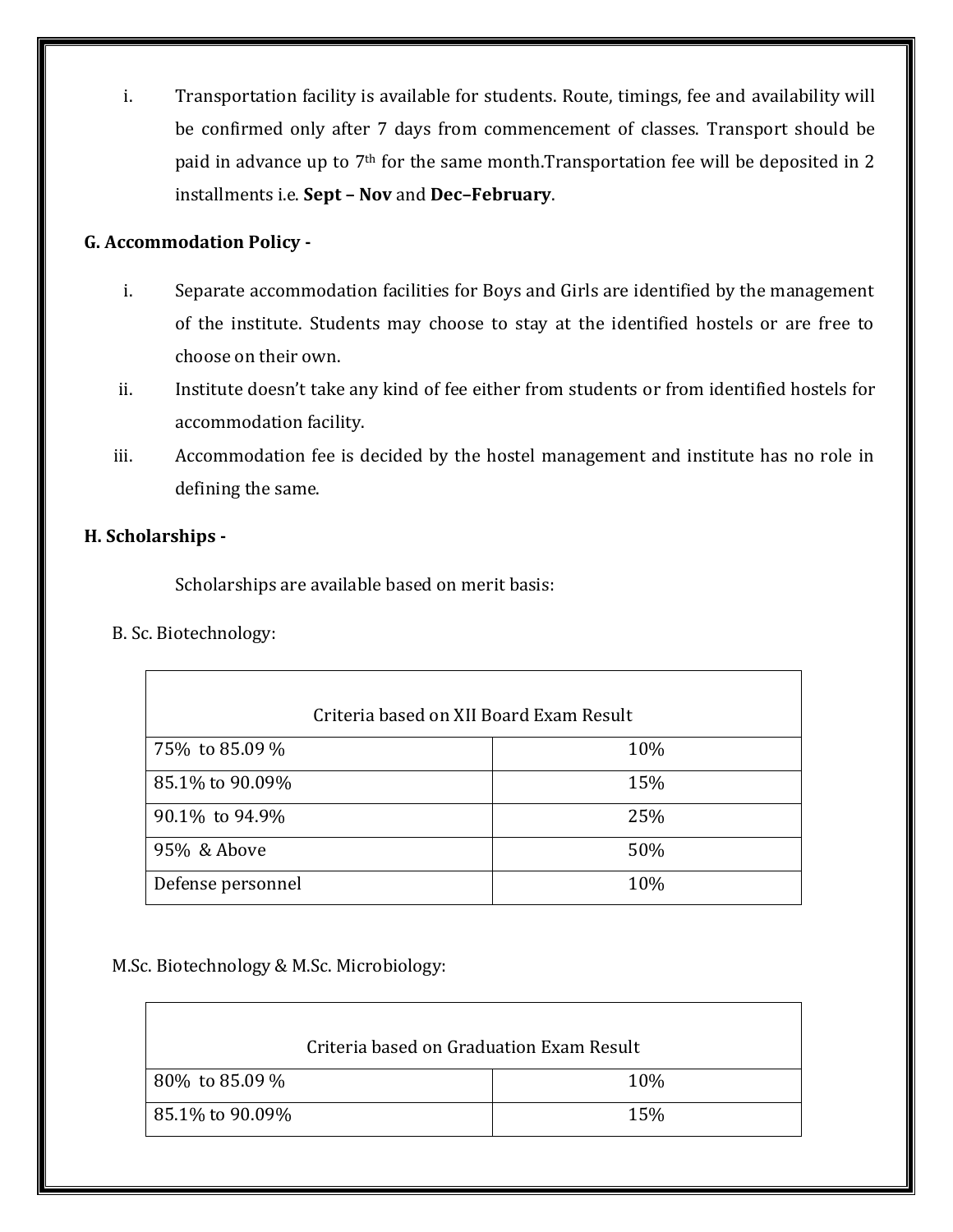i. Transportation facility is available for students. Route, timings, fee and availability will be confirmed only after 7 days from commencement of classes. Transport should be paid in advance up to 7th for the same month.Transportation fee will be deposited in 2 installments i.e. **Sept – Nov** and **Dec–February**.

**G. Accommodation Policy -**

i. Separate accommodation facilities for Boys and Girls are identified by the management of the institute. Students may choose to stay at the identified hostels or are free to choose on their own.

ii. Institute doesn't take any kind of fee either from students or from identified hostels for accommodation facility.

iii. Accommodation fee is decided by the hostel management and institute has no role in defining the same.

**H. Scholarships -**

Scholarships are available based on merit basis:

B. Sc. Biotechnology:

| Criteria based on XII Board Exam Result | |
|---|---|
| 75% to 85.09 % | 10% |
| 85.1% to 90.09% | 15% |
| 90.1% to 94.9% | 25% |
| 95% & Above | 50% |
| Defense personnel | 10% |

M.Sc. Biotechnology & M.Sc. Microbiology:

| Criteria based on Graduation Exam Result | |
|---|---|
| 80% to 85.09 % | 10% |
| 85.1% to 90.09% | 15% |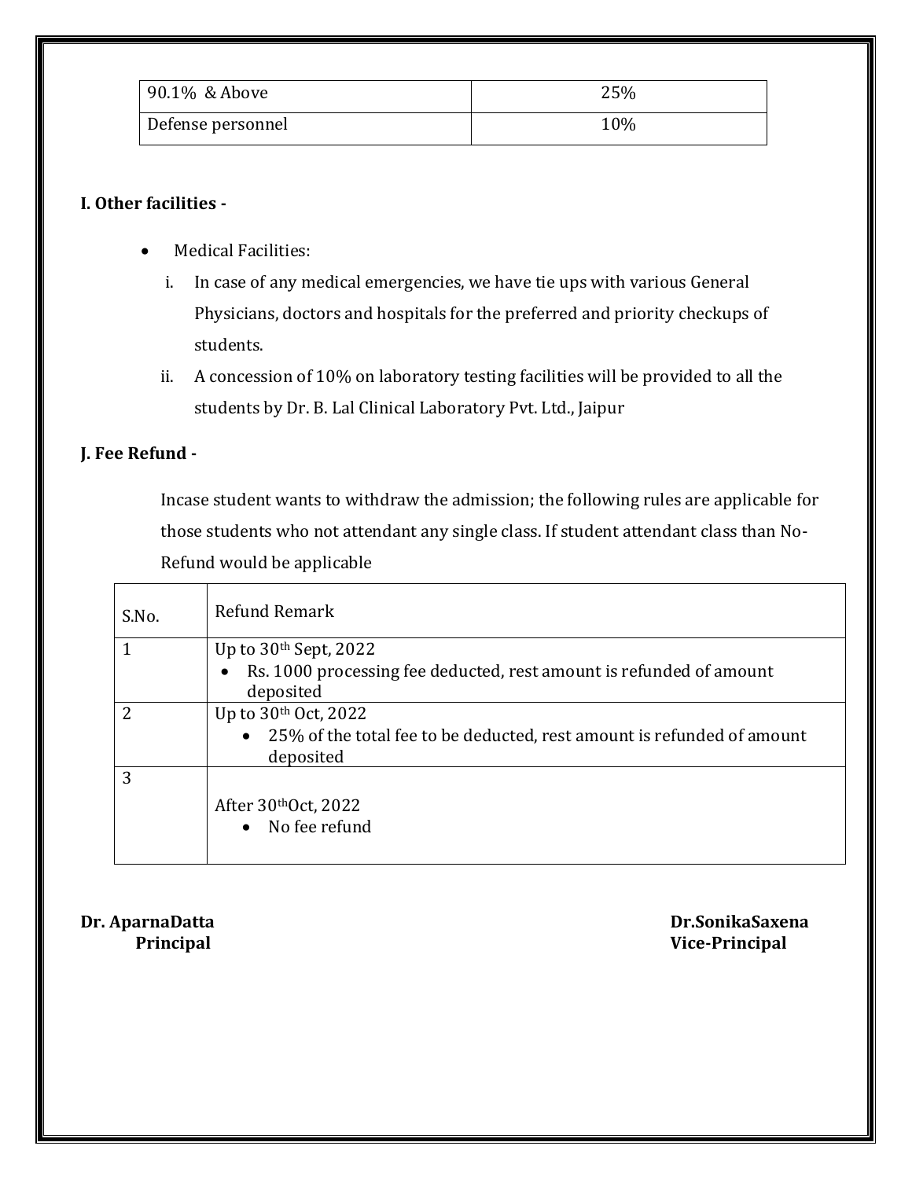| | |
|---|---|
| 90.1% & Above | 25% |
| Defense personnel | 10% |

**I. Other facilities -**

- Medical Facilities:
  i. In case of any medical emergencies, we have tie ups with various General Physicians, doctors and hospitals for the preferred and priority checkups of students.
  ii. A concession of 10% on laboratory testing facilities will be provided to all the students by Dr. B. Lal Clinical Laboratory Pvt. Ltd., Jaipur

**J. Fee Refund -**

Incase student wants to withdraw the admission; the following rules are applicable for those students who not attendant any single class. If student attendant class than No-Refund would be applicable

| S.No. | Refund Remark |
|---|---|
| 1 | Up to 30th Sept, 2022<br>• Rs. 1000 processing fee deducted, rest amount is refunded of amount deposited |
| 2 | Up to 30th Oct, 2022<br>• 25% of the total fee to be deducted, rest amount is refunded of amount deposited |
| 3 | After 30thOct, 2022<br>• No fee refund |

**Dr. AparnaDatta**
**Principal**

**Dr.SonikaSaxena**
**Vice-Principal**